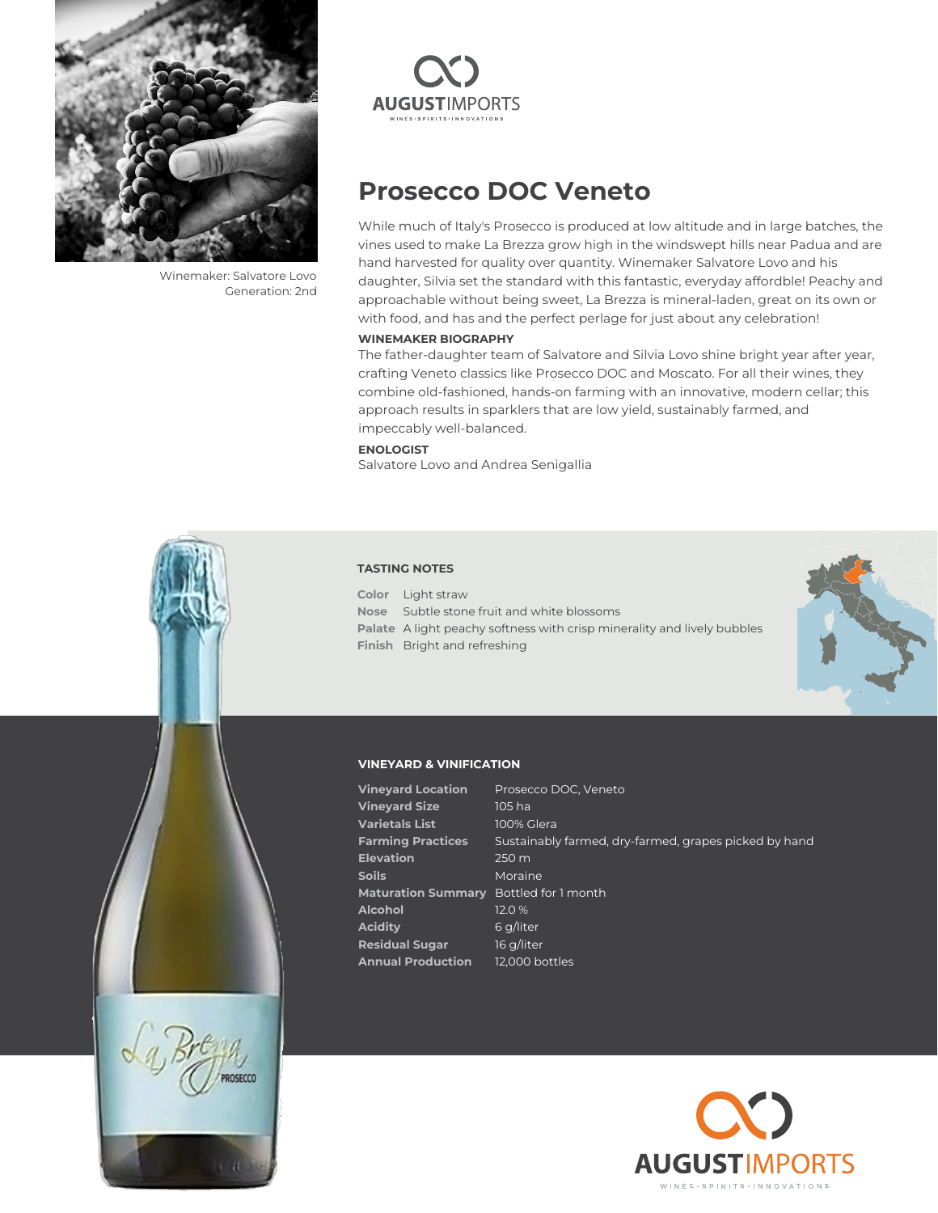AUGUSTIMPORTS
WINES · SPIRITS · INNOVATIONS

Winemaker: Salvatore Lovo
Generation: 2nd

# Prosecco DOC Veneto

While much of Italy's Prosecco is produced at low altitude and in large batches, the vines used to make La Brezza grow high in the windswept hills near Padua and are hand harvested for quality over quantity. Winemaker Salvatore Lovo and his daughter, Silvia set the standard with this fantastic, everyday affordble! Peachy and approachable without being sweet, La Brezza is mineral-laden, great on its own or with food, and has and the perfect perlage for just about any celebration!

**WINEMAKER BIOGRAPHY**

The father-daughter team of Salvatore and Silvia Lovo shine bright year after year, crafting Veneto classics like Prosecco DOC and Moscato. For all their wines, they combine old-fashioned, hands-on farming with an innovative, modern cellar; this approach results in sparklers that are low yield, sustainably farmed, and impeccably well-balanced.

**ENOLOGIST**

Salvatore Lovo and Andrea Senigallia

## TASTING NOTES

| | |
|---|---|
| **Color** | Light straw |
| **Nose** | Subtle stone fruit and white blossoms |
| **Palate** | A light peachy softness with crisp minerality and lively bubbles |
| **Finish** | Bright and refreshing |

## VINEYARD & VINIFICATION

| | |
|---|---|
| **Vineyard Location** | Prosecco DOC, Veneto |
| **Vineyard Size** | 105 ha |
| **Varietals List** | 100% Glera |
| **Farming Practices** | Sustainably farmed, dry-farmed, grapes picked by hand |
| **Elevation** | 250 m |
| **Soils** | Moraine |
| **Maturation Summary** | Bottled for 1 month |
| **Alcohol** | 12.0 % |
| **Acidity** | 6 g/liter |
| **Residual Sugar** | 16 g/liter |
| **Annual Production** | 12,000 bottles |

AUGUSTIMPORTS
WINES · SPIRITS · INNOVATIONS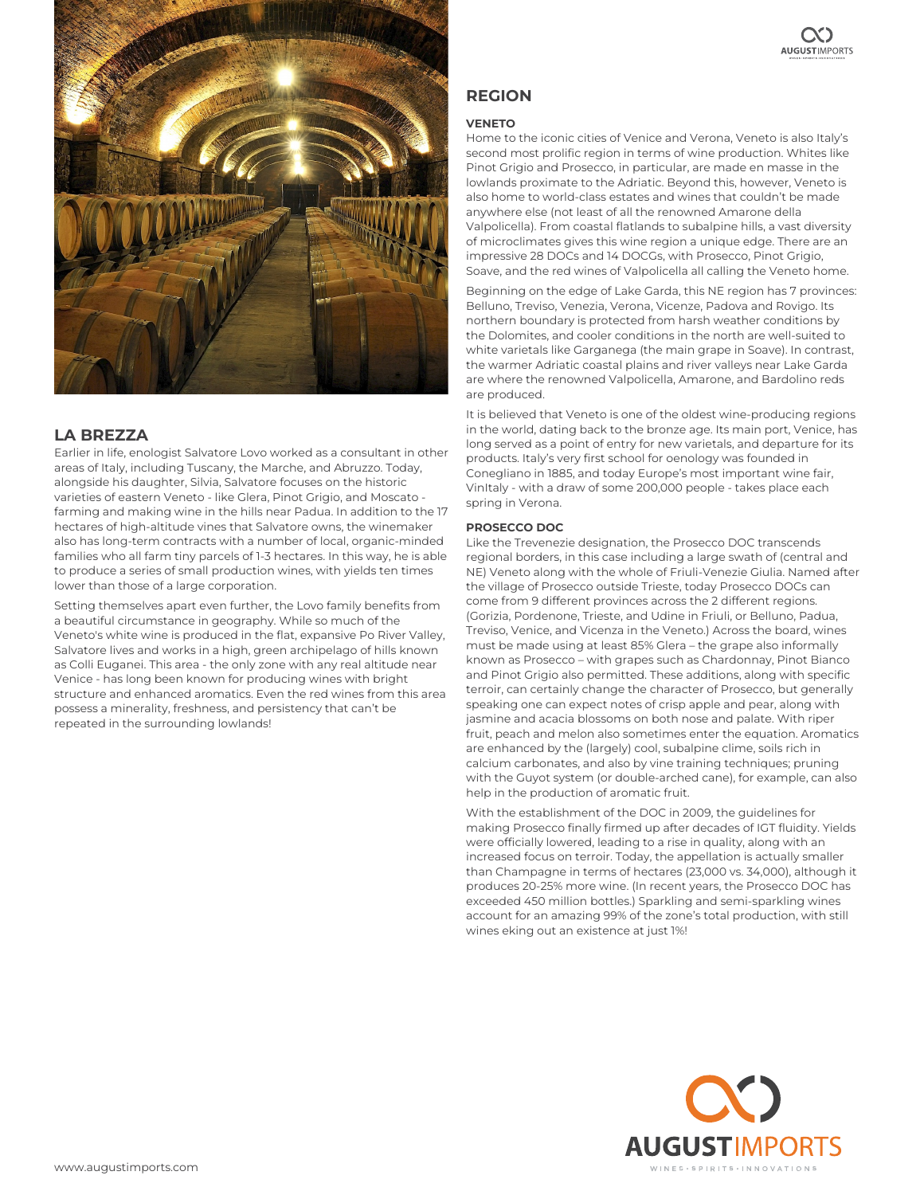## LA BREZZA

Earlier in life, enologist Salvatore Lovo worked as a consultant in other areas of Italy, including Tuscany, the Marche, and Abruzzo. Today, alongside his daughter, Silvia, Salvatore focuses on the historic varieties of eastern Veneto - like Glera, Pinot Grigio, and Moscato - farming and making wine in the hills near Padua. In addition to the 17 hectares of high-altitude vines that Salvatore owns, the winemaker also has long-term contracts with a number of local, organic-minded families who all farm tiny parcels of 1-3 hectares. In this way, he is able to produce a series of small production wines, with yields ten times lower than those of a large corporation.

Setting themselves apart even further, the Lovo family benefits from a beautiful circumstance in geography. While so much of the Veneto's white wine is produced in the flat, expansive Po River Valley, Salvatore lives and works in a high, green archipelago of hills known as Colli Euganei. This area - the only zone with any real altitude near Venice - has long been known for producing wines with bright structure and enhanced aromatics. Even the red wines from this area possess a minerality, freshness, and persistency that can't be repeated in the surrounding lowlands!

## REGION

### VENETO

Home to the iconic cities of Venice and Verona, Veneto is also Italy's second most prolific region in terms of wine production. Whites like Pinot Grigio and Prosecco, in particular, are made en masse in the lowlands proximate to the Adriatic. Beyond this, however, Veneto is also home to world-class estates and wines that couldn't be made anywhere else (not least of all the renowned Amarone della Valpolicella). From coastal flatlands to subalpine hills, a vast diversity of microclimates gives this wine region a unique edge. There are an impressive 28 DOCs and 14 DOCGs, with Prosecco, Pinot Grigio, Soave, and the red wines of Valpolicella all calling the Veneto home.

Beginning on the edge of Lake Garda, this NE region has 7 provinces: Belluno, Treviso, Venezia, Verona, Vicenze, Padova and Rovigo. Its northern boundary is protected from harsh weather conditions by the Dolomites, and cooler conditions in the north are well-suited to white varietals like Garganega (the main grape in Soave). In contrast, the warmer Adriatic coastal plains and river valleys near Lake Garda are where the renowned Valpolicella, Amarone, and Bardolino reds are produced.

It is believed that Veneto is one of the oldest wine-producing regions in the world, dating back to the bronze age. Its main port, Venice, has long served as a point of entry for new varietals, and departure for its products. Italy's very first school for oenology was founded in Conegliano in 1885, and today Europe's most important wine fair, Vinltaly - with a draw of some 200,000 people - takes place each spring in Verona.

### PROSECCO DOC

Like the Trevenezie designation, the Prosecco DOC transcends regional borders, in this case including a large swath of (central and NE) Veneto along with the whole of Friuli-Venezie Giulia. Named after the village of Prosecco outside Trieste, today Prosecco DOCs can come from 9 different provinces across the 2 different regions. (Gorizia, Pordenone, Trieste, and Udine in Friuli, or Belluno, Padua, Treviso, Venice, and Vicenza in the Veneto.) Across the board, wines must be made using at least 85% Glera – the grape also informally known as Prosecco – with grapes such as Chardonnay, Pinot Bianco and Pinot Grigio also permitted. These additions, along with specific terroir, can certainly change the character of Prosecco, but generally speaking one can expect notes of crisp apple and pear, along with jasmine and acacia blossoms on both nose and palate. With riper fruit, peach and melon also sometimes enter the equation. Aromatics are enhanced by the (largely) cool, subalpine clime, soils rich in calcium carbonates, and also by vine training techniques; pruning with the Guyot system (or double-arched cane), for example, can also help in the production of aromatic fruit.

With the establishment of the DOC in 2009, the guidelines for making Prosecco finally firmed up after decades of IGT fluidity. Yields were officially lowered, leading to a rise in quality, along with an increased focus on terroir. Today, the appellation is actually smaller than Champagne in terms of hectares (23,000 vs. 34,000), although it produces 20-25% more wine. (In recent years, the Prosecco DOC has exceeded 450 million bottles.) Sparkling and semi-sparkling wines account for an amazing 99% of the zone's total production, with still wines eking out an existence at just 1%!